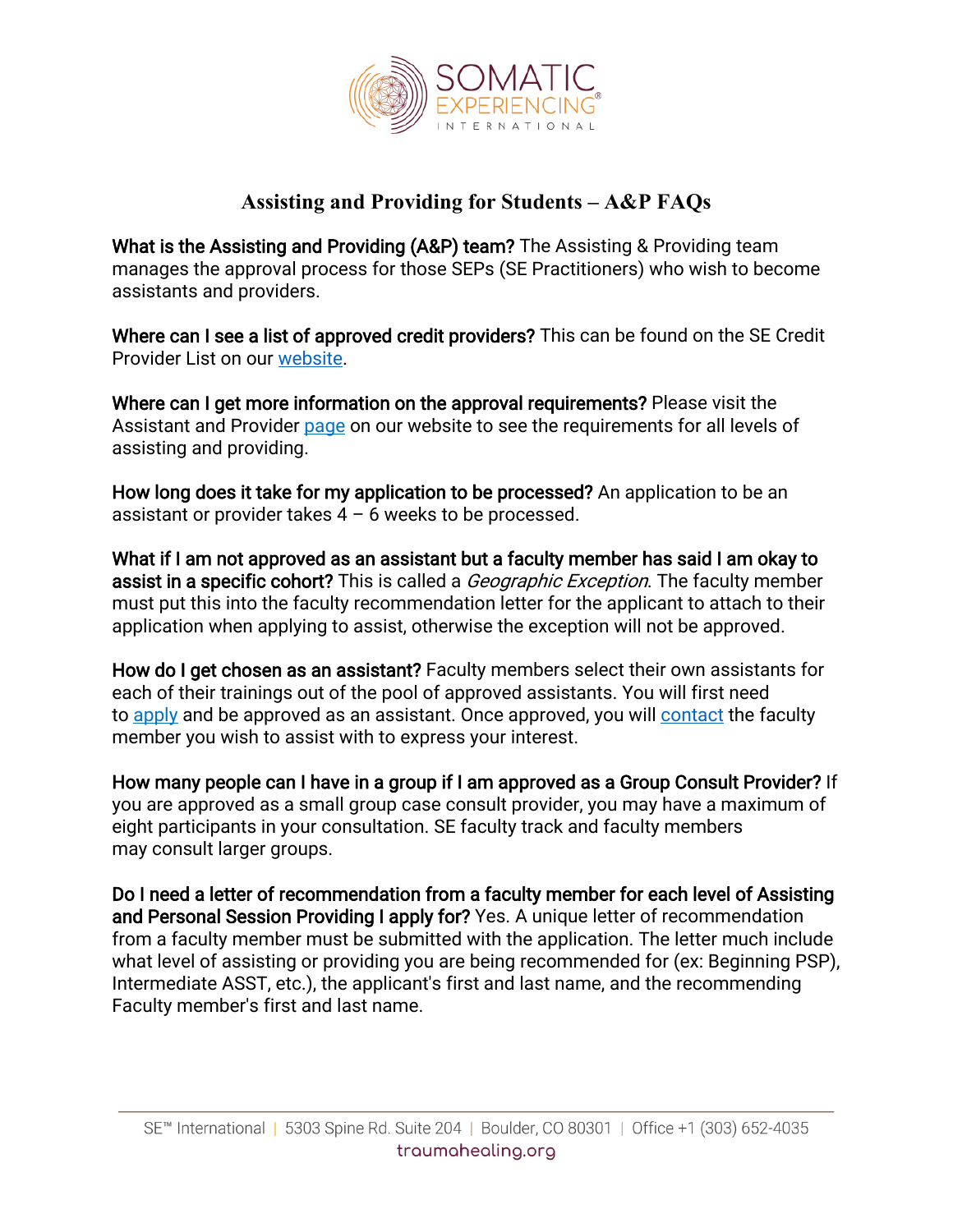# Assisting and Providing for Students – A&P FAQs

**What is the Assisting and Providing (A&P) team?** The Assisting & Providing team manages the approval process for those SEPs (SE Practitioners) who wish to become assistants and providers.

**Where can I see a list of approved credit providers?** This can be found on the SE Credit Provider List on our website.

**Where can I get more information on the approval requirements?** Please visit the Assistant and Provider page on our website to see the requirements for all levels of assisting and providing.

**How long does it take for my application to be processed?** An application to be an assistant or provider takes 4 – 6 weeks to be processed.

**What if I am not approved as an assistant but a faculty member has said I am okay to assist in a specific cohort?** This is called a *Geographic Exception*. The faculty member must put this into the faculty recommendation letter for the applicant to attach to their application when applying to assist, otherwise the exception will not be approved.

**How do I get chosen as an assistant?** Faculty members select their own assistants for each of their trainings out of the pool of approved assistants. You will first need to apply and be approved as an assistant. Once approved, you will contact the faculty member you wish to assist with to express your interest.

**How many people can I have in a group if I am approved as a Group Consult Provider?** If you are approved as a small group case consult provider, you may have a maximum of eight participants in your consultation. SE faculty track and faculty members may consult larger groups.

**Do I need a letter of recommendation from a faculty member for each level of Assisting and Personal Session Providing I apply for?** Yes. A unique letter of recommendation from a faculty member must be submitted with the application. The letter much include what level of assisting or providing you are being recommended for (ex: Beginning PSP), Intermediate ASST, etc.), the applicant's first and last name, and the recommending Faculty member's first and last name.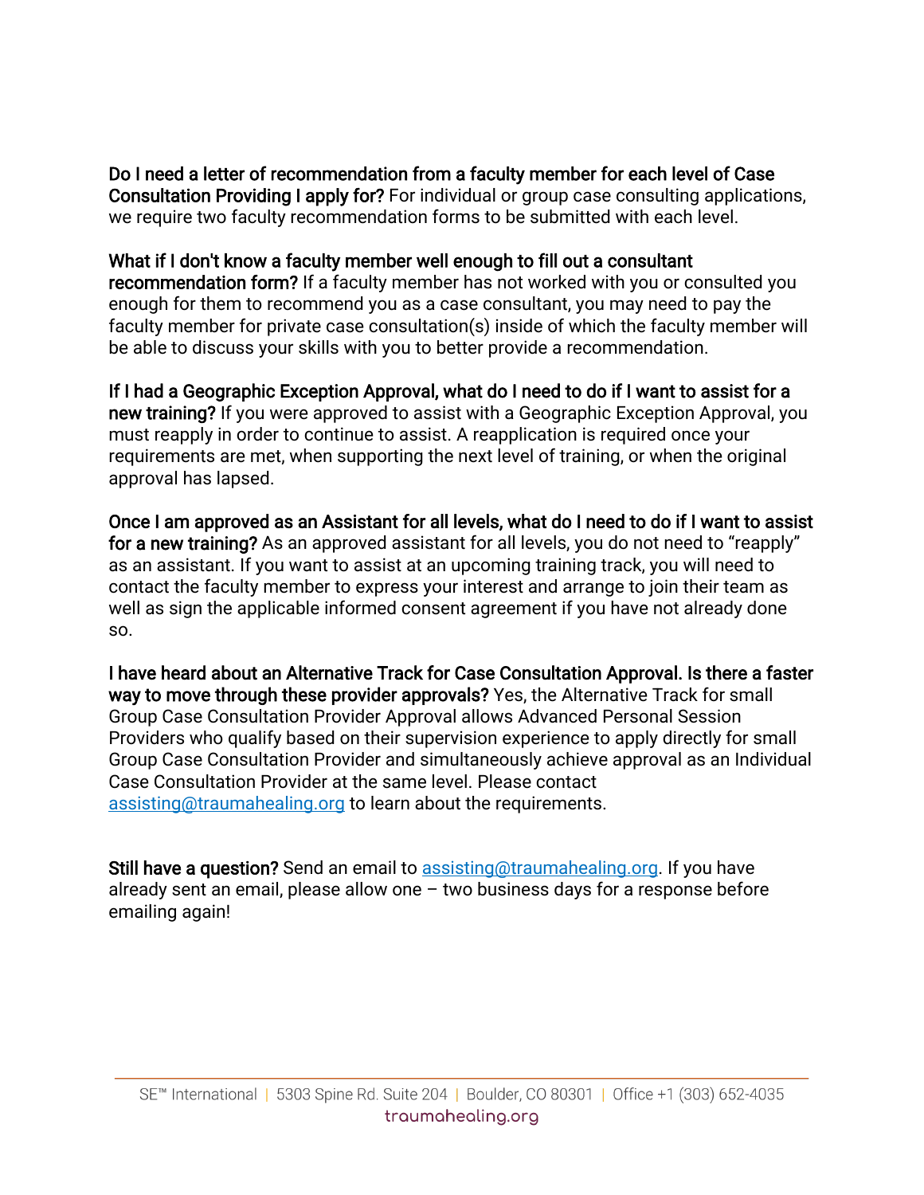**Do I need a letter of recommendation from a faculty member for each level of Case Consultation Providing I apply for?** For individual or group case consulting applications, we require two faculty recommendation forms to be submitted with each level.

**What if I don't know a faculty member well enough to fill out a consultant recommendation form?** If a faculty member has not worked with you or consulted you enough for them to recommend you as a case consultant, you may need to pay the faculty member for private case consultation(s) inside of which the faculty member will be able to discuss your skills with you to better provide a recommendation.

**If I had a Geographic Exception Approval, what do I need to do if I want to assist for a new training?** If you were approved to assist with a Geographic Exception Approval, you must reapply in order to continue to assist. A reapplication is required once your requirements are met, when supporting the next level of training, or when the original approval has lapsed.

**Once I am approved as an Assistant for all levels, what do I need to do if I want to assist for a new training?** As an approved assistant for all levels, you do not need to "reapply" as an assistant. If you want to assist at an upcoming training track, you will need to contact the faculty member to express your interest and arrange to join their team as well as sign the applicable informed consent agreement if you have not already done so.

**I have heard about an Alternative Track for Case Consultation Approval. Is there a faster way to move through these provider approvals?** Yes, the Alternative Track for small Group Case Consultation Provider Approval allows Advanced Personal Session Providers who qualify based on their supervision experience to apply directly for small Group Case Consultation Provider and simultaneously achieve approval as an Individual Case Consultation Provider at the same level. Please contact assisting@traumahealing.org to learn about the requirements.

**Still have a question?** Send an email to assisting@traumahealing.org. If you have already sent an email, please allow one – two business days for a response before emailing again!